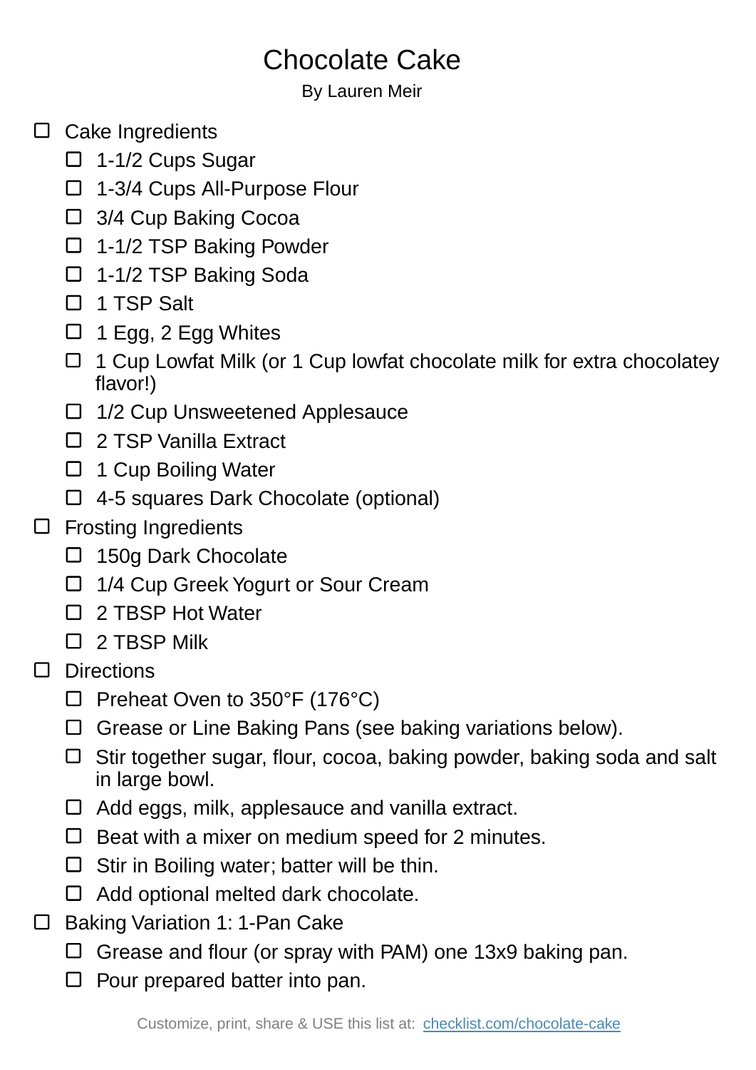# Chocolate Cake

By Lauren Meir

- [ ] Cake Ingredients
  - [ ] 1-1/2 Cups Sugar
  - [ ] 1-3/4 Cups All-Purpose Flour
  - [ ] 3/4 Cup Baking Cocoa
  - [ ] 1-1/2 TSP Baking Powder
  - [ ] 1-1/2 TSP Baking Soda
  - [ ] 1 TSP Salt
  - [ ] 1 Egg, 2 Egg Whites
  - [ ] 1 Cup Lowfat Milk (or 1 Cup lowfat chocolate milk for extra chocolatey flavor!)
  - [ ] 1/2 Cup Unsweetened Applesauce
  - [ ] 2 TSP Vanilla Extract
  - [ ] 1 Cup Boiling Water
  - [ ] 4-5 squares Dark Chocolate (optional)
- [ ] Frosting Ingredients
  - [ ] 150g Dark Chocolate
  - [ ] 1/4 Cup Greek Yogurt or Sour Cream
  - [ ] 2 TBSP Hot Water
  - [ ] 2 TBSP Milk
- [ ] Directions
  - [ ] Preheat Oven to 350°F (176°C)
  - [ ] Grease or Line Baking Pans (see baking variations below).
  - [ ] Stir together sugar, flour, cocoa, baking powder, baking soda and salt in large bowl.
  - [ ] Add eggs, milk, applesauce and vanilla extract.
  - [ ] Beat with a mixer on medium speed for 2 minutes.
  - [ ] Stir in Boiling water; batter will be thin.
  - [ ] Add optional melted dark chocolate.
- [ ] Baking Variation 1: 1-Pan Cake
  - [ ] Grease and flour (or spray with PAM) one 13x9 baking pan.
  - [ ] Pour prepared batter into pan.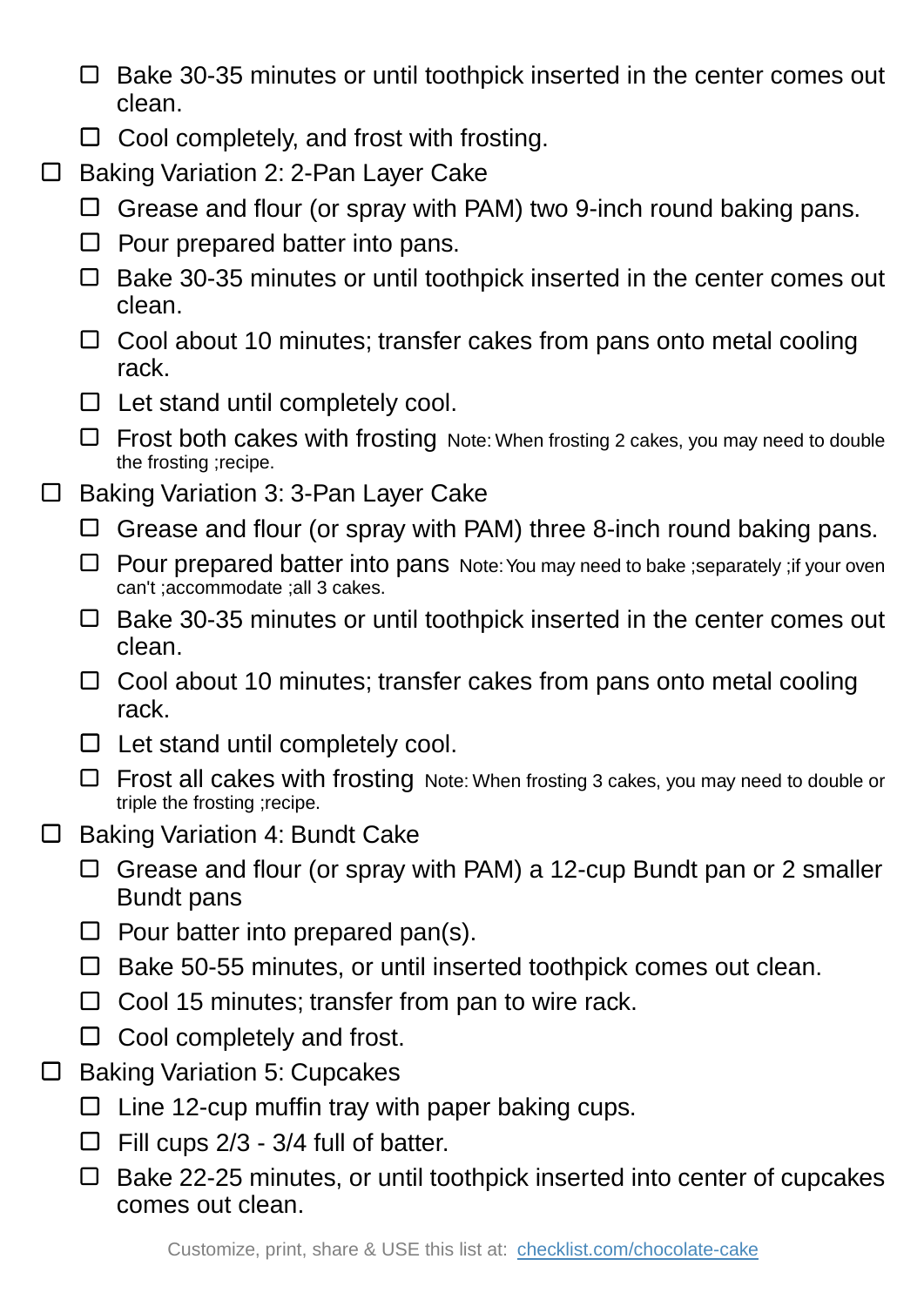- [ ] Bake 30-35 minutes or until toothpick inserted in the center comes out clean.
- [ ] Cool completely, and frost with frosting.

- [ ] Baking Variation 2: 2-Pan Layer Cake
  - [ ] Grease and flour (or spray with PAM) two 9-inch round baking pans.
  - [ ] Pour prepared batter into pans.
  - [ ] Bake 30-35 minutes or until toothpick inserted in the center comes out clean.
  - [ ] Cool about 10 minutes; transfer cakes from pans onto metal cooling rack.
  - [ ] Let stand until completely cool.
  - [ ] Frost both cakes with frosting Note: When frosting 2 cakes, you may need to double the frosting ;recipe.
- [ ] Baking Variation 3: 3-Pan Layer Cake
  - [ ] Grease and flour (or spray with PAM) three 8-inch round baking pans.
  - [ ] Pour prepared batter into pans Note: You may need to bake ;separately ;if your oven can't ;accommodate ;all 3 cakes.
  - [ ] Bake 30-35 minutes or until toothpick inserted in the center comes out clean.
  - [ ] Cool about 10 minutes; transfer cakes from pans onto metal cooling rack.
  - [ ] Let stand until completely cool.
  - [ ] Frost all cakes with frosting Note: When frosting 3 cakes, you may need to double or triple the frosting ;recipe.
- [ ] Baking Variation 4: Bundt Cake
  - [ ] Grease and flour (or spray with PAM) a 12-cup Bundt pan or 2 smaller Bundt pans
  - [ ] Pour batter into prepared pan(s).
  - [ ] Bake 50-55 minutes, or until inserted toothpick comes out clean.
  - [ ] Cool 15 minutes; transfer from pan to wire rack.
  - [ ] Cool completely and frost.
- [ ] Baking Variation 5: Cupcakes
  - [ ] Line 12-cup muffin tray with paper baking cups.
  - [ ] Fill cups 2/3 - 3/4 full of batter.
  - [ ] Bake 22-25 minutes, or until toothpick inserted into center of cupcakes comes out clean.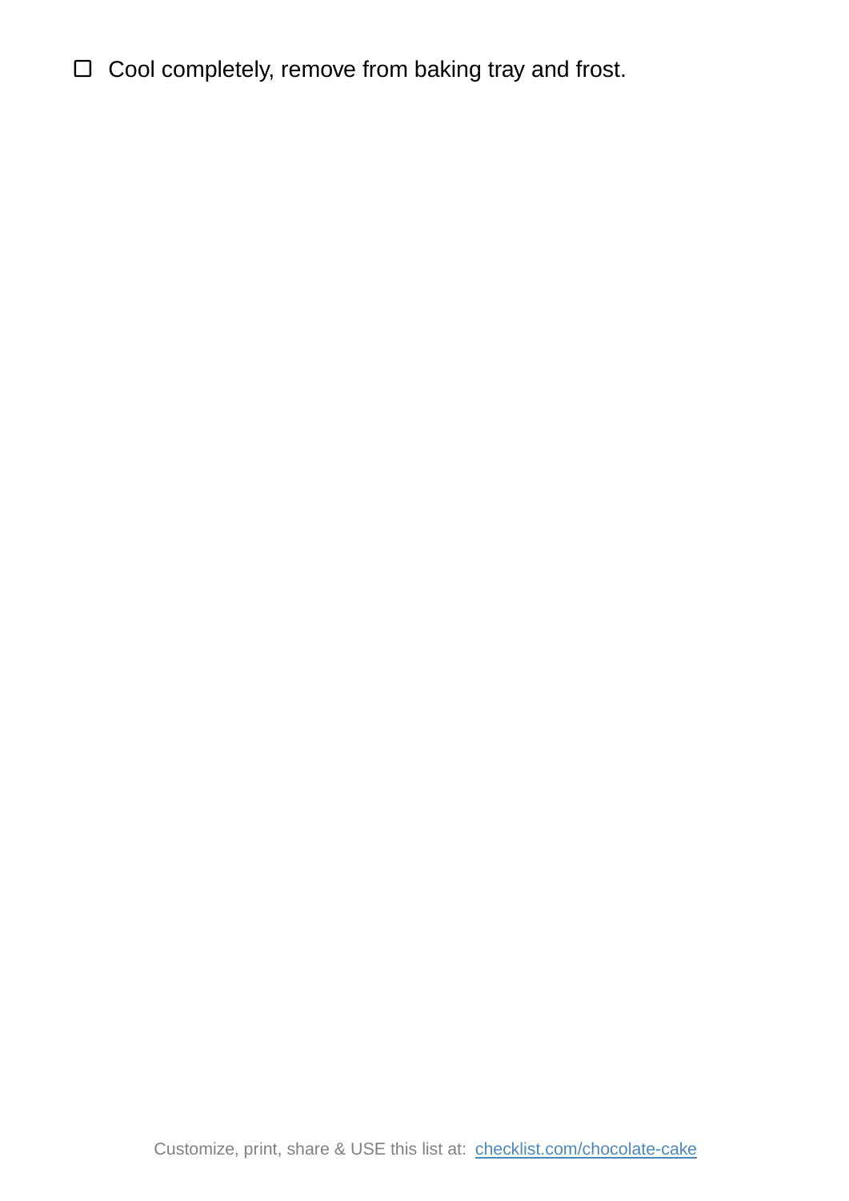- [ ] Cool completely, remove from baking tray and frost.

Customize, print, share & USE this list at: checklist.com/chocolate-cake